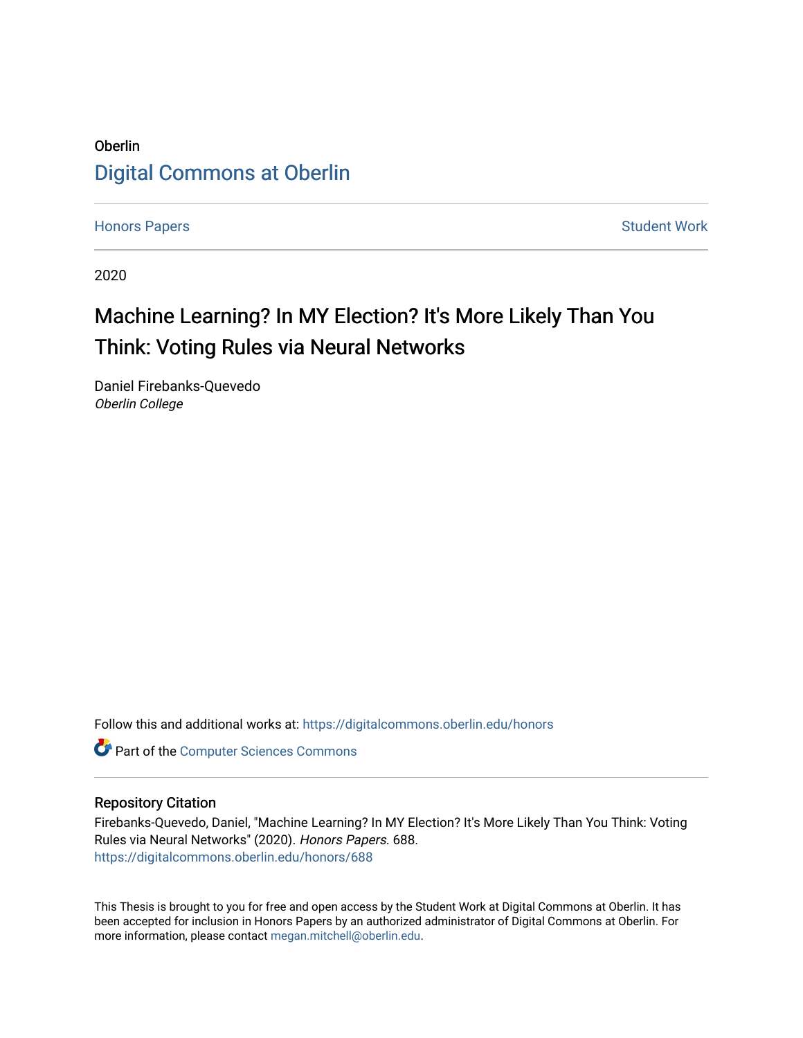Oberlin

Digital Commons at Oberlin

Honors Papers | Student Work

2020

# Machine Learning? In MY Election? It's More Likely Than You Think: Voting Rules via Neural Networks

Daniel Firebanks-Quevedo
*Oberlin College*

Follow this and additional works at: https://digitalcommons.oberlin.edu/honors

Part of the Computer Sciences Commons

## Repository Citation

Firebanks-Quevedo, Daniel, "Machine Learning? In MY Election? It's More Likely Than You Think: Voting Rules via Neural Networks" (2020). *Honors Papers*. 688.
https://digitalcommons.oberlin.edu/honors/688

This Thesis is brought to you for free and open access by the Student Work at Digital Commons at Oberlin. It has been accepted for inclusion in Honors Papers by an authorized administrator of Digital Commons at Oberlin. For more information, please contact megan.mitchell@oberlin.edu.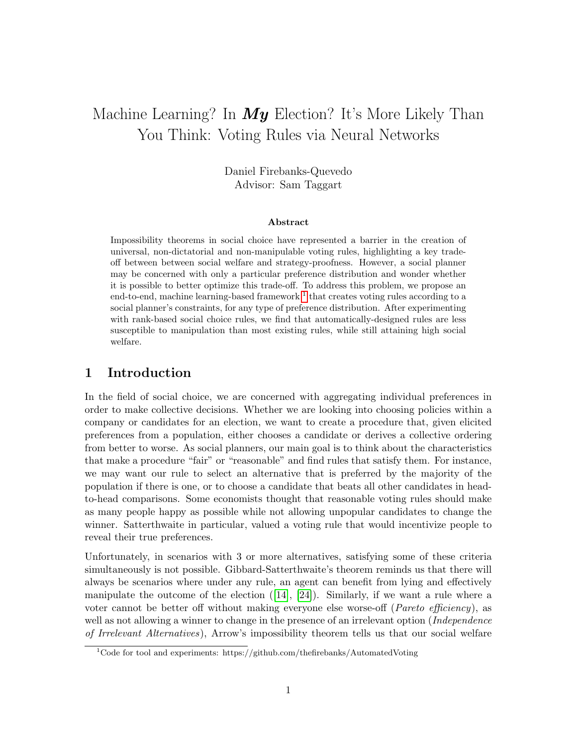# Machine Learning? In ***My*** Election? It's More Likely Than You Think: Voting Rules via Neural Networks

Daniel Firebanks-Quevedo
Advisor: Sam Taggart

### Abstract

Impossibility theorems in social choice have represented a barrier in the creation of universal, non-dictatorial and non-manipulable voting rules, highlighting a key trade-off between between social welfare and strategy-proofness. However, a social planner may be concerned with only a particular preference distribution and wonder whether it is possible to better optimize this trade-off. To address this problem, we propose an end-to-end, machine learning-based framework [1] that creates voting rules according to a social planner's constraints, for any type of preference distribution. After experimenting with rank-based social choice rules, we find that automatically-designed rules are less susceptible to manipulation than most existing rules, while still attaining high social welfare.

## 1 Introduction

In the field of social choice, we are concerned with aggregating individual preferences in order to make collective decisions. Whether we are looking into choosing policies within a company or candidates for an election, we want to create a procedure that, given elicited preferences from a population, either chooses a candidate or derives a collective ordering from better to worse. As social planners, our main goal is to think about the characteristics that make a procedure "fair" or "reasonable" and find rules that satisfy them. For instance, we may want our rule to select an alternative that is preferred by the majority of the population if there is one, or to choose a candidate that beats all other candidates in head-to-head comparisons. Some economists thought that reasonable voting rules should make as many people happy as possible while not allowing unpopular candidates to change the winner. Satterthwaite in particular, valued a voting rule that would incentivize people to reveal their true preferences.

Unfortunately, in scenarios with 3 or more alternatives, satisfying some of these criteria simultaneously is not possible. Gibbard-Satterthwaite's theorem reminds us that there will always be scenarios where under any rule, an agent can benefit from lying and effectively manipulate the outcome of the election ([14], [24]). Similarly, if we want a rule where a voter cannot be better off without making everyone else worse-off (*Pareto efficiency*), as well as not allowing a winner to change in the presence of an irrelevant option (*Independence of Irrelevant Alternatives*), Arrow's impossibility theorem tells us that our social welfare

[1] Code for tool and experiments: https://github.com/thefirebanks/AutomatedVoting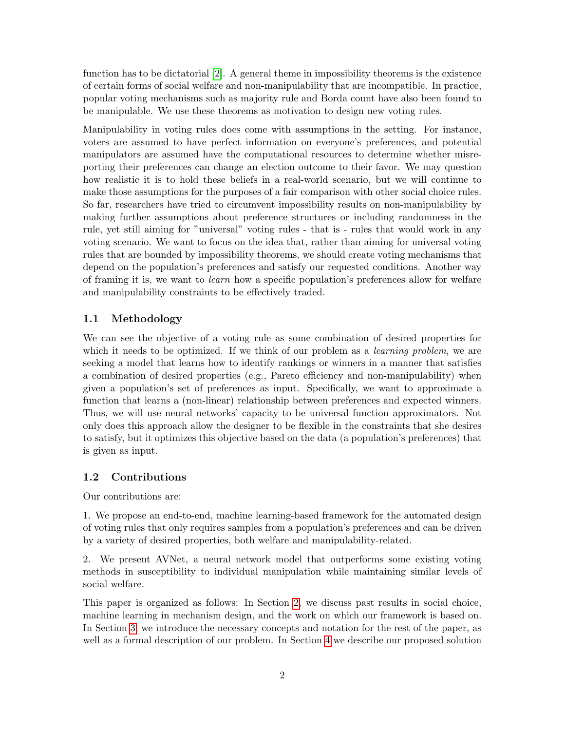function has to be dictatorial [2]. A general theme in impossibility theorems is the existence of certain forms of social welfare and non-manipulability that are incompatible. In practice, popular voting mechanisms such as majority rule and Borda count have also been found to be manipulable. We use these theorems as motivation to design new voting rules.

Manipulability in voting rules does come with assumptions in the setting. For instance, voters are assumed to have perfect information on everyone's preferences, and potential manipulators are assumed have the computational resources to determine whether misreporting their preferences can change an election outcome to their favor. We may question how realistic it is to hold these beliefs in a real-world scenario, but we will continue to make those assumptions for the purposes of a fair comparison with other social choice rules. So far, researchers have tried to circumvent impossibility results on non-manipulability by making further assumptions about preference structures or including randomness in the rule, yet still aiming for "universal" voting rules - that is - rules that would work in any voting scenario. We want to focus on the idea that, rather than aiming for universal voting rules that are bounded by impossibility theorems, we should create voting mechanisms that depend on the population's preferences and satisfy our requested conditions. Another way of framing it is, we want to *learn* how a specific population's preferences allow for welfare and manipulability constraints to be effectively traded.

### 1.1 Methodology

We can see the objective of a voting rule as some combination of desired properties for which it needs to be optimized. If we think of our problem as a *learning problem*, we are seeking a model that learns how to identify rankings or winners in a manner that satisfies a combination of desired properties (e.g., Pareto efficiency and non-manipulability) when given a population's set of preferences as input. Specifically, we want to approximate a function that learns a (non-linear) relationship between preferences and expected winners. Thus, we will use neural networks' capacity to be universal function approximators. Not only does this approach allow the designer to be flexible in the constraints that she desires to satisfy, but it optimizes this objective based on the data (a population's preferences) that is given as input.

### 1.2 Contributions

Our contributions are:

1. We propose an end-to-end, machine learning-based framework for the automated design of voting rules that only requires samples from a population's preferences and can be driven by a variety of desired properties, both welfare and manipulability-related.

2. We present AVNet, a neural network model that outperforms some existing voting methods in susceptibility to individual manipulation while maintaining similar levels of social welfare.

This paper is organized as follows: In Section 2, we discuss past results in social choice, machine learning in mechanism design, and the work on which our framework is based on. In Section 3, we introduce the necessary concepts and notation for the rest of the paper, as well as a formal description of our problem. In Section 4 we describe our proposed solution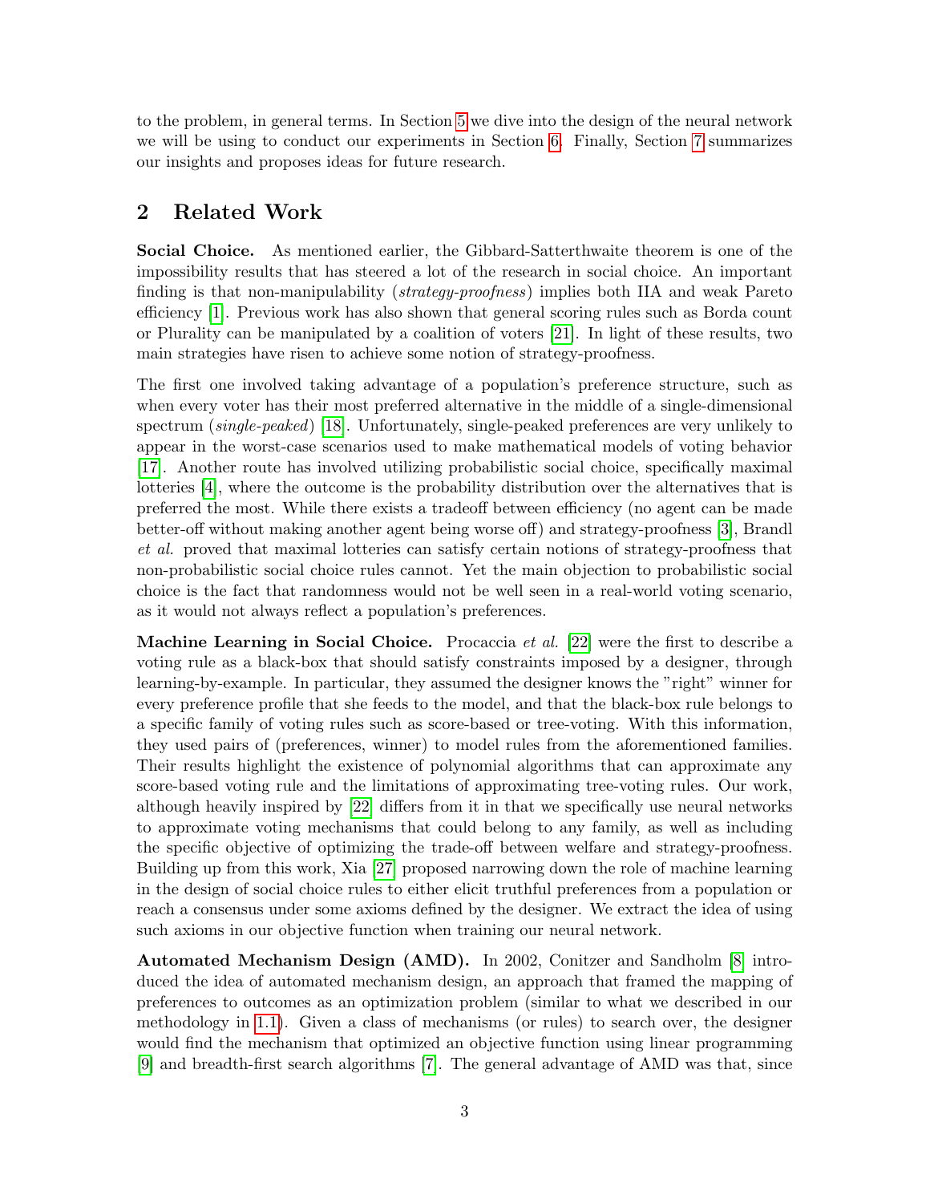to the problem, in general terms. In Section 5 we dive into the design of the neural network we will be using to conduct our experiments in Section 6. Finally, Section 7 summarizes our insights and proposes ideas for future research.

## 2 Related Work

**Social Choice.** As mentioned earlier, the Gibbard-Satterthwaite theorem is one of the impossibility results that has steered a lot of the research in social choice. An important finding is that non-manipulability (*strategy-proofness*) implies both IIA and weak Pareto efficiency [1]. Previous work has also shown that general scoring rules such as Borda count or Plurality can be manipulated by a coalition of voters [21]. In light of these results, two main strategies have risen to achieve some notion of strategy-proofness.

The first one involved taking advantage of a population's preference structure, such as when every voter has their most preferred alternative in the middle of a single-dimensional spectrum (*single-peaked*) [18]. Unfortunately, single-peaked preferences are very unlikely to appear in the worst-case scenarios used to make mathematical models of voting behavior [17]. Another route has involved utilizing probabilistic social choice, specifically maximal lotteries [4], where the outcome is the probability distribution over the alternatives that is preferred the most. While there exists a tradeoff between efficiency (no agent can be made better-off without making another agent being worse off) and strategy-proofness [3], Brandl *et al.* proved that maximal lotteries can satisfy certain notions of strategy-proofness that non-probabilistic social choice rules cannot. Yet the main objection to probabilistic social choice is the fact that randomness would not be well seen in a real-world voting scenario, as it would not always reflect a population's preferences.

**Machine Learning in Social Choice.** Procaccia *et al.* [22] were the first to describe a voting rule as a black-box that should satisfy constraints imposed by a designer, through learning-by-example. In particular, they assumed the designer knows the "right" winner for every preference profile that she feeds to the model, and that the black-box rule belongs to a specific family of voting rules such as score-based or tree-voting. With this information, they used pairs of (preferences, winner) to model rules from the aforementioned families. Their results highlight the existence of polynomial algorithms that can approximate any score-based voting rule and the limitations of approximating tree-voting rules. Our work, although heavily inspired by [22] differs from it in that we specifically use neural networks to approximate voting mechanisms that could belong to any family, as well as including the specific objective of optimizing the trade-off between welfare and strategy-proofness. Building up from this work, Xia [27] proposed narrowing down the role of machine learning in the design of social choice rules to either elicit truthful preferences from a population or reach a consensus under some axioms defined by the designer. We extract the idea of using such axioms in our objective function when training our neural network.

**Automated Mechanism Design (AMD).** In 2002, Conitzer and Sandholm [8] introduced the idea of automated mechanism design, an approach that framed the mapping of preferences to outcomes as an optimization problem (similar to what we described in our methodology in 1.1). Given a class of mechanisms (or rules) to search over, the designer would find the mechanism that optimized an objective function using linear programming [9] and breadth-first search algorithms [7]. The general advantage of AMD was that, since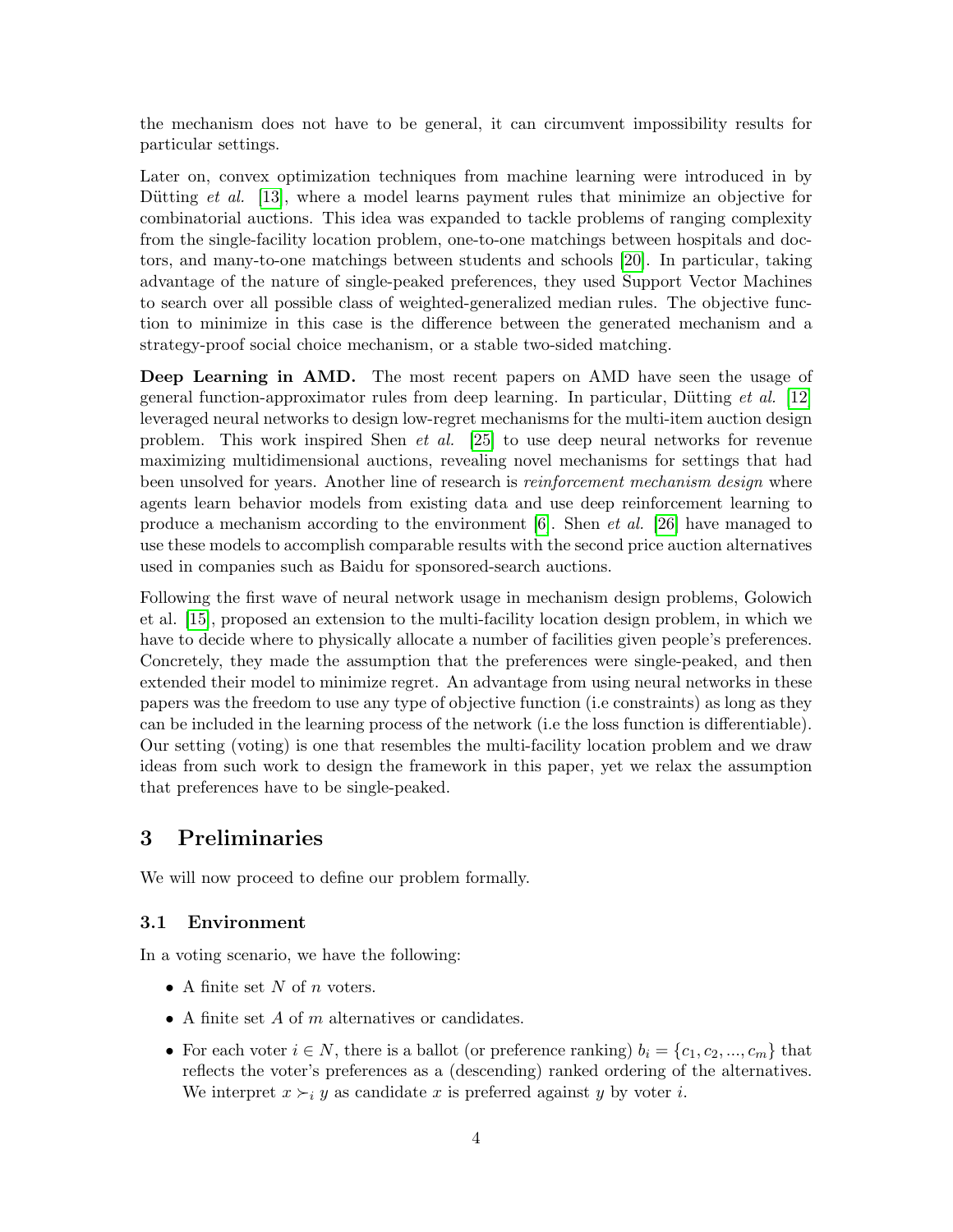the mechanism does not have to be general, it can circumvent impossibility results for particular settings.

Later on, convex optimization techniques from machine learning were introduced in by Dütting *et al.* [13], where a model learns payment rules that minimize an objective for combinatorial auctions. This idea was expanded to tackle problems of ranging complexity from the single-facility location problem, one-to-one matchings between hospitals and doctors, and many-to-one matchings between students and schools [20]. In particular, taking advantage of the nature of single-peaked preferences, they used Support Vector Machines to search over all possible class of weighted-generalized median rules. The objective function to minimize in this case is the difference between the generated mechanism and a strategy-proof social choice mechanism, or a stable two-sided matching.

**Deep Learning in AMD.** The most recent papers on AMD have seen the usage of general function-approximator rules from deep learning. In particular, Dütting *et al.* [12] leveraged neural networks to design low-regret mechanisms for the multi-item auction design problem. This work inspired Shen *et al.* [25] to use deep neural networks for revenue maximizing multidimensional auctions, revealing novel mechanisms for settings that had been unsolved for years. Another line of research is *reinforcement mechanism design* where agents learn behavior models from existing data and use deep reinforcement learning to produce a mechanism according to the environment [6]. Shen *et al.* [26] have managed to use these models to accomplish comparable results with the second price auction alternatives used in companies such as Baidu for sponsored-search auctions.

Following the first wave of neural network usage in mechanism design problems, Golowich et al. [15], proposed an extension to the multi-facility location design problem, in which we have to decide where to physically allocate a number of facilities given people's preferences. Concretely, they made the assumption that the preferences were single-peaked, and then extended their model to minimize regret. An advantage from using neural networks in these papers was the freedom to use any type of objective function (i.e constraints) as long as they can be included in the learning process of the network (i.e the loss function is differentiable). Our setting (voting) is one that resembles the multi-facility location problem and we draw ideas from such work to design the framework in this paper, yet we relax the assumption that preferences have to be single-peaked.

## 3 Preliminaries

We will now proceed to define our problem formally.

### 3.1 Environment

In a voting scenario, we have the following:

- A finite set $N$ of $n$ voters.
- A finite set $A$ of $m$ alternatives or candidates.
- For each voter $i \in N$, there is a ballot (or preference ranking) $b_i = \{c_1, c_2, ..., c_m\}$ that reflects the voter's preferences as a (descending) ranked ordering of the alternatives. We interpret $x \succ_i y$ as candidate $x$ is preferred against $y$ by voter $i$.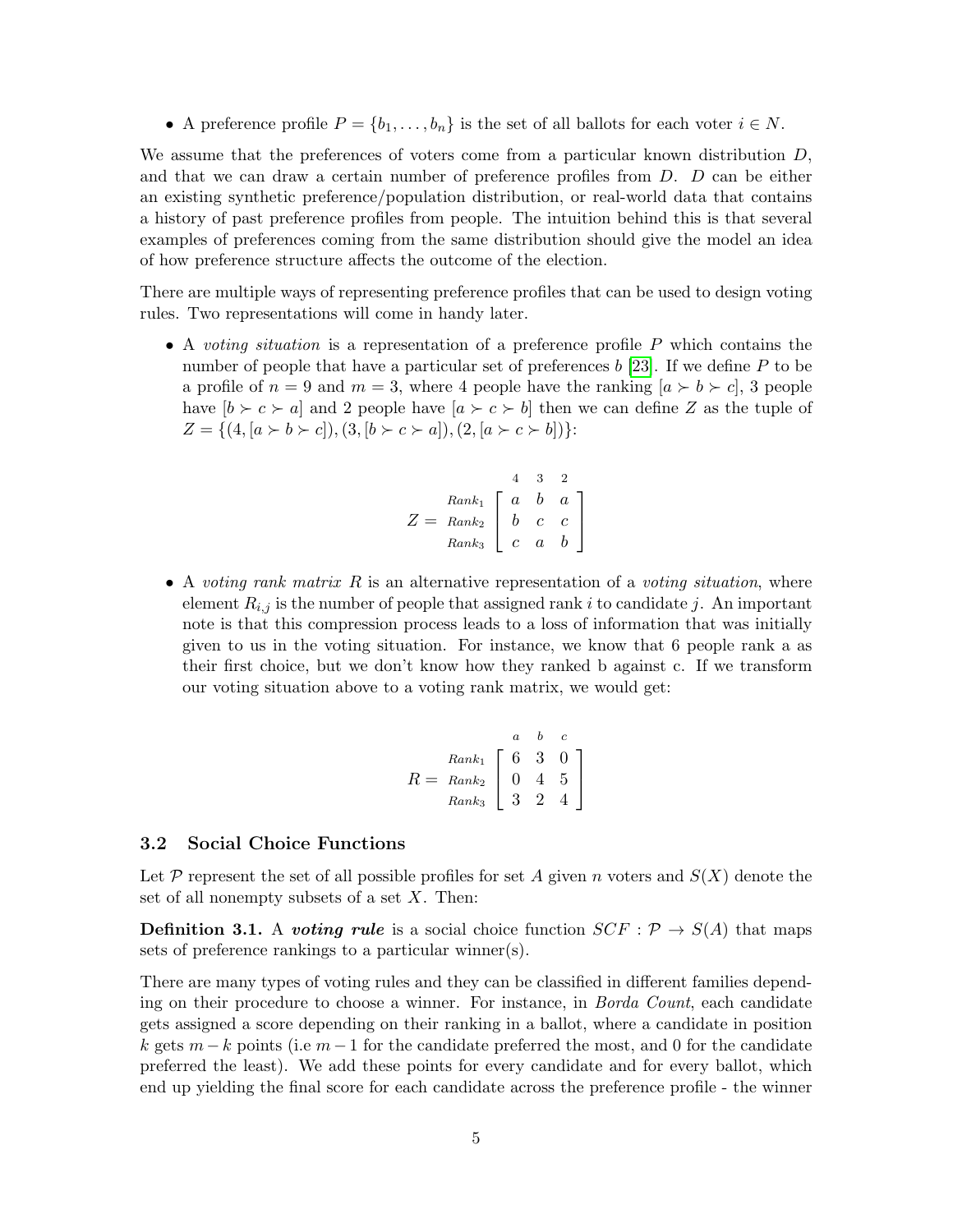- A preference profile $P = \{b_1, \ldots, b_n\}$ is the set of all ballots for each voter $i \in N$.

We assume that the preferences of voters come from a particular known distribution $D$, and that we can draw a certain number of preference profiles from $D$. $D$ can be either an existing synthetic preference/population distribution, or real-world data that contains a history of past preference profiles from people. The intuition behind this is that several examples of preferences coming from the same distribution should give the model an idea of how preference structure affects the outcome of the election.

There are multiple ways of representing preference profiles that can be used to design voting rules. Two representations will come in handy later.

- A *voting situation* is a representation of a preference profile $P$ which contains the number of people that have a particular set of preferences $b$ [23]. If we define $P$ to be a profile of $n = 9$ and $m = 3$, where 4 people have the ranking $[a \succ b \succ c]$, 3 people have $[b \succ c \succ a]$ and 2 people have $[a \succ c \succ b]$ then we can define $Z$ as the tuple of $Z = \{(4, [a \succ b \succ c]), (3, [b \succ c \succ a]), (2, [a \succ c \succ b])\}$:

$$
Z = \begin{array}{c} \\ Rank_1 \\ Rank_2 \\ Rank_3 \end{array}
\begin{array}{c} \begin{array}{ccc} 4 & 3 & 2 \end{array} \\ \left[ \begin{array}{ccc} a & b & a \\ b & c & c \\ c & a & b \end{array} \right] \end{array}
$$

- A *voting rank matrix* $R$ is an alternative representation of a *voting situation*, where element $R_{i,j}$ is the number of people that assigned rank $i$ to candidate $j$. An important note is that this compression process leads to a loss of information that was initially given to us in the voting situation. For instance, we know that 6 people rank a as their first choice, but we don't know how they ranked b against c. If we transform our voting situation above to a voting rank matrix, we would get:

$$
R = \begin{array}{c} \\ Rank_1 \\ Rank_2 \\ Rank_3 \end{array}
\begin{array}{c} \begin{array}{ccc} a & b & c \end{array} \\ \left[ \begin{array}{ccc} 6 & 3 & 0 \\ 0 & 4 & 5 \\ 3 & 2 & 4 \end{array} \right] \end{array}
$$

### 3.2 Social Choice Functions

Let $\mathcal{P}$ represent the set of all possible profiles for set $A$ given $n$ voters and $S(X)$ denote the set of all nonempty subsets of a set $X$. Then:

**Definition 3.1.** A ***voting rule*** is a social choice function $SCF : \mathcal{P} \rightarrow S(A)$ that maps sets of preference rankings to a particular winner(s).

There are many types of voting rules and they can be classified in different families depending on their procedure to choose a winner. For instance, in *Borda Count*, each candidate gets assigned a score depending on their ranking in a ballot, where a candidate in position $k$ gets $m - k$ points (i.e $m - 1$ for the candidate preferred the most, and 0 for the candidate preferred the least). We add these points for every candidate and for every ballot, which end up yielding the final score for each candidate across the preference profile - the winner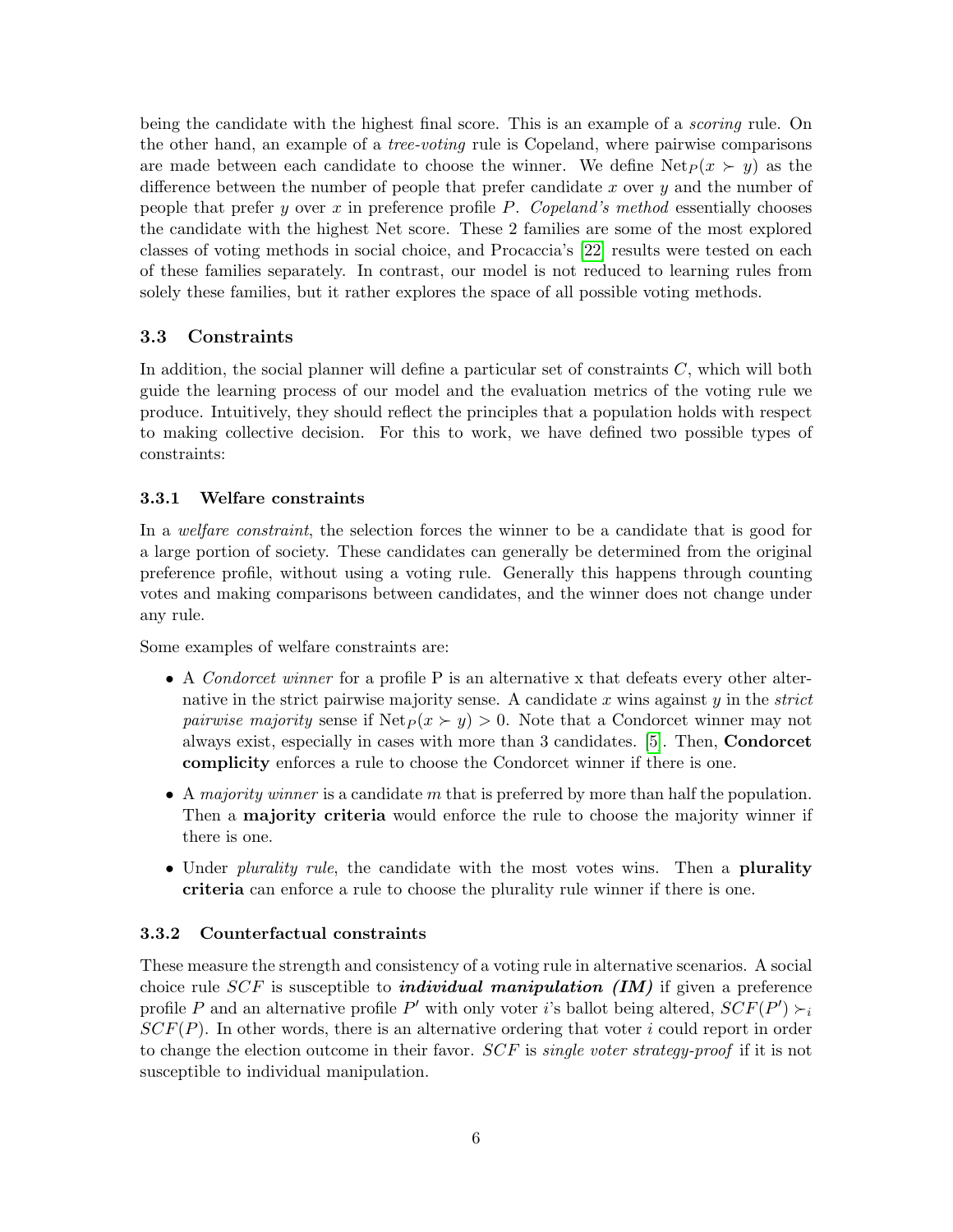being the candidate with the highest final score. This is an example of a *scoring* rule. On the other hand, an example of a *tree-voting* rule is Copeland, where pairwise comparisons are made between each candidate to choose the winner. We define $\text{Net}_P(x \succ y)$ as the difference between the number of people that prefer candidate $x$ over $y$ and the number of people that prefer $y$ over $x$ in preference profile $P$. *Copeland's method* essentially chooses the candidate with the highest Net score. These 2 families are some of the most explored classes of voting methods in social choice, and Procaccia's [22] results were tested on each of these families separately. In contrast, our model is not reduced to learning rules from solely these families, but it rather explores the space of all possible voting methods.

## 3.3 Constraints

In addition, the social planner will define a particular set of constraints $C$, which will both guide the learning process of our model and the evaluation metrics of the voting rule we produce. Intuitively, they should reflect the principles that a population holds with respect to making collective decision. For this to work, we have defined two possible types of constraints:

### 3.3.1 Welfare constraints

In a *welfare constraint*, the selection forces the winner to be a candidate that is good for a large portion of society. These candidates can generally be determined from the original preference profile, without using a voting rule. Generally this happens through counting votes and making comparisons between candidates, and the winner does not change under any rule.

Some examples of welfare constraints are:

- A *Condorcet winner* for a profile P is an alternative x that defeats every other alternative in the strict pairwise majority sense. A candidate $x$ wins against $y$ in the *strict pairwise majority* sense if $\text{Net}_P(x \succ y) > 0$. Note that a Condorcet winner may not always exist, especially in cases with more than 3 candidates. [5]. Then, **Condorcet complicity** enforces a rule to choose the Condorcet winner if there is one.
- A *majority winner* is a candidate $m$ that is preferred by more than half the population. Then a **majority criteria** would enforce the rule to choose the majority winner if there is one.
- Under *plurality rule*, the candidate with the most votes wins. Then a **plurality criteria** can enforce a rule to choose the plurality rule winner if there is one.

### 3.3.2 Counterfactual constraints

These measure the strength and consistency of a voting rule in alternative scenarios. A social choice rule $SCF$ is susceptible to ***individual manipulation (IM)*** if given a preference profile $P$ and an alternative profile $P'$ with only voter $i$'s ballot being altered, $SCF(P') \succ_i SCF(P)$. In other words, there is an alternative ordering that voter $i$ could report in order to change the election outcome in their favor. $SCF$ is *single voter strategy-proof* if it is not susceptible to individual manipulation.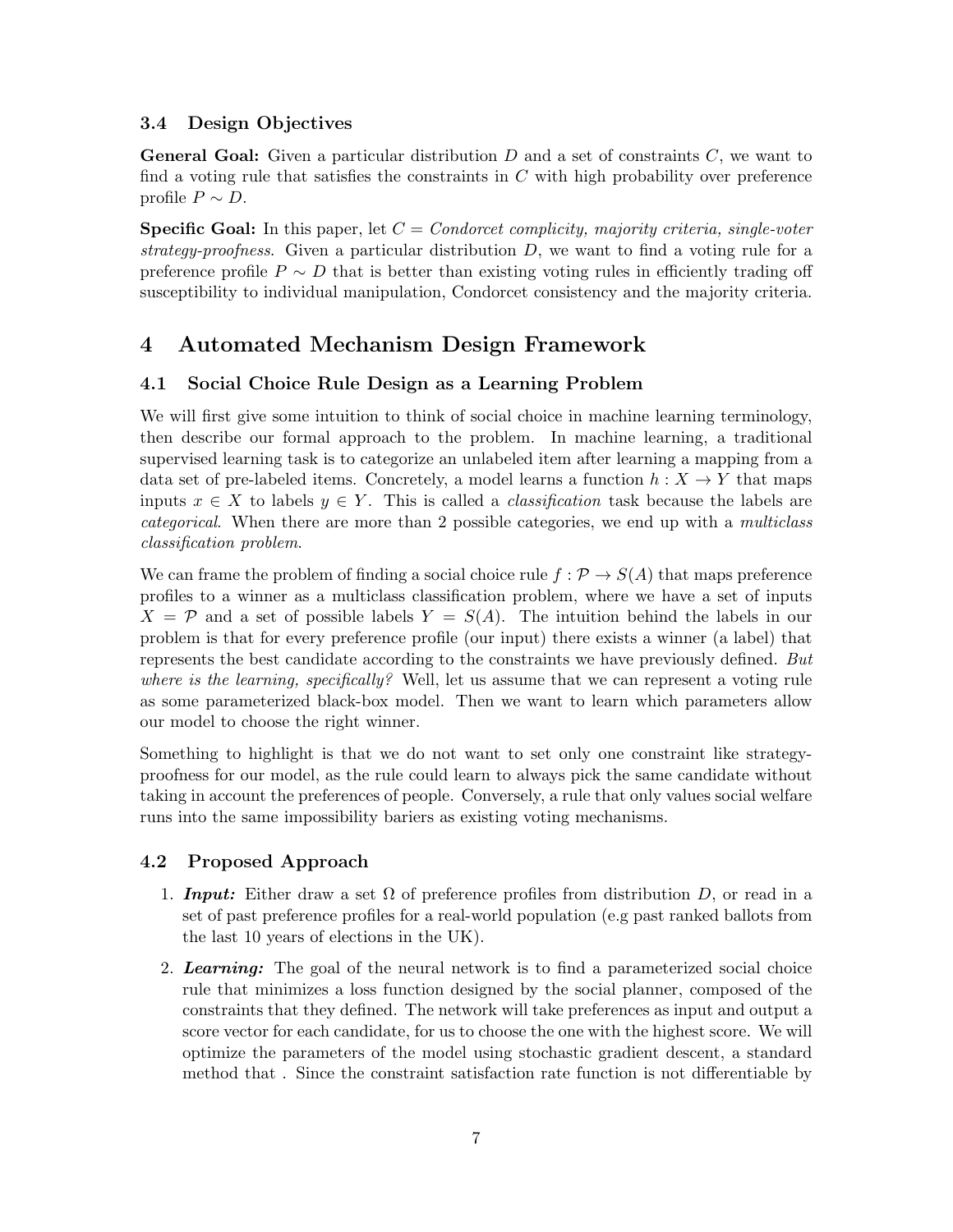### 3.4 Design Objectives

**General Goal:** Given a particular distribution $D$ and a set of constraints $C$, we want to find a voting rule that satisfies the constraints in $C$ with high probability over preference profile $P \sim D$.

**Specific Goal:** In this paper, let $C =$ *Condorcet complicity, majority criteria, single-voter strategy-proofness*. Given a particular distribution $D$, we want to find a voting rule for a preference profile $P \sim D$ that is better than existing voting rules in efficiently trading off susceptibility to individual manipulation, Condorcet consistency and the majority criteria.

## 4 Automated Mechanism Design Framework

### 4.1 Social Choice Rule Design as a Learning Problem

We will first give some intuition to think of social choice in machine learning terminology, then describe our formal approach to the problem. In machine learning, a traditional supervised learning task is to categorize an unlabeled item after learning a mapping from a data set of pre-labeled items. Concretely, a model learns a function $h : X \rightarrow Y$ that maps inputs $x \in X$ to labels $y \in Y$. This is called a *classification* task because the labels are *categorical*. When there are more than 2 possible categories, we end up with a *multiclass classification problem*.

We can frame the problem of finding a social choice rule $f : \mathcal{P} \rightarrow S(A)$ that maps preference profiles to a winner as a multiclass classification problem, where we have a set of inputs $X = \mathcal{P}$ and a set of possible labels $Y = S(A)$. The intuition behind the labels in our problem is that for every preference profile (our input) there exists a winner (a label) that represents the best candidate according to the constraints we have previously defined. *But where is the learning, specifically?* Well, let us assume that we can represent a voting rule as some parameterized black-box model. Then we want to learn which parameters allow our model to choose the right winner.

Something to highlight is that we do not want to set only one constraint like strategy-proofness for our model, as the rule could learn to always pick the same candidate without taking in account the preferences of people. Conversely, a rule that only values social welfare runs into the same impossibility bariers as existing voting mechanisms.

### 4.2 Proposed Approach

1. ***Input:*** Either draw a set $\Omega$ of preference profiles from distribution $D$, or read in a set of past preference profiles for a real-world population (e.g past ranked ballots from the last 10 years of elections in the UK).
2. ***Learning:*** The goal of the neural network is to find a parameterized social choice rule that minimizes a loss function designed by the social planner, composed of the constraints that they defined. The network will take preferences as input and output a score vector for each candidate, for us to choose the one with the highest score. We will optimize the parameters of the model using stochastic gradient descent, a standard method that . Since the constraint satisfaction rate function is not differentiable by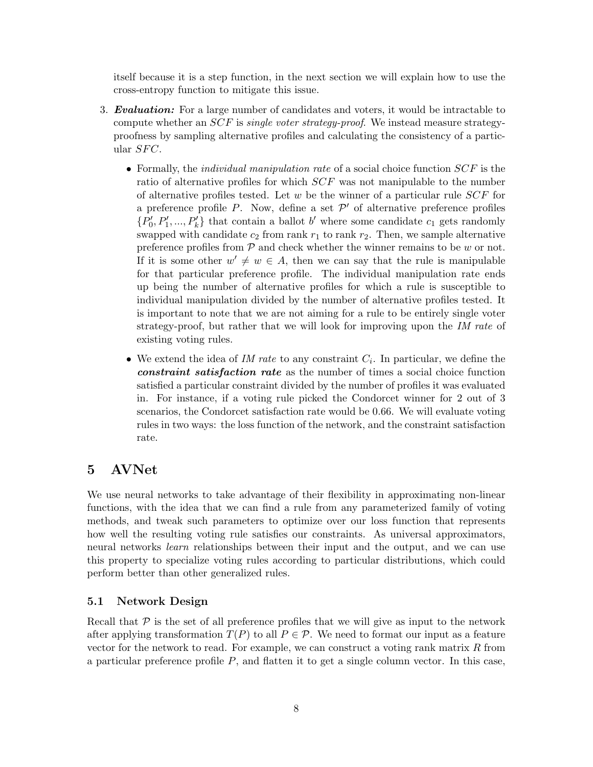itself because it is a step function, in the next section we will explain how to use the cross-entropy function to mitigate this issue.

3. ***Evaluation:*** For a large number of candidates and voters, it would be intractable to compute whether an $SCF$ is *single voter strategy-proof*. We instead measure strategy-proofness by sampling alternative profiles and calculating the consistency of a particular $SFC$.

   - Formally, the *individual manipulation rate* of a social choice function $SCF$ is the ratio of alternative profiles for which $SCF$ was not manipulable to the number of alternative profiles tested. Let $w$ be the winner of a particular rule $SCF$ for a preference profile $P$. Now, define a set $\mathcal{P}'$ of alternative preference profiles $\{P'_0, P'_1, ..., P'_k\}$ that contain a ballot $b'$ where some candidate $c_1$ gets randomly swapped with candidate $c_2$ from rank $r_1$ to rank $r_2$. Then, we sample alternative preference profiles from $\mathcal{P}$ and check whether the winner remains to be $w$ or not. If it is some other $w' \neq w \in A$, then we can say that the rule is manipulable for that particular preference profile. The individual manipulation rate ends up being the number of alternative profiles for which a rule is susceptible to individual manipulation divided by the number of alternative profiles tested. It is important to note that we are not aiming for a rule to be entirely single voter strategy-proof, but rather that we will look for improving upon the *IM rate* of existing voting rules.

   - We extend the idea of *IM rate* to any constraint $C_i$. In particular, we define the ***constraint satisfaction rate*** as the number of times a social choice function satisfied a particular constraint divided by the number of profiles it was evaluated in. For instance, if a voting rule picked the Condorcet winner for 2 out of 3 scenarios, the Condorcet satisfaction rate would be 0.66. We will evaluate voting rules in two ways: the loss function of the network, and the constraint satisfaction rate.

# 5 AVNet

We use neural networks to take advantage of their flexibility in approximating non-linear functions, with the idea that we can find a rule from any parameterized family of voting methods, and tweak such parameters to optimize over our loss function that represents how well the resulting voting rule satisfies our constraints. As universal approximators, neural networks *learn* relationships between their input and the output, and we can use this property to specialize voting rules according to particular distributions, which could perform better than other generalized rules.

## 5.1 Network Design

Recall that $\mathcal{P}$ is the set of all preference profiles that we will give as input to the network after applying transformation $T(P)$ to all $P \in \mathcal{P}$. We need to format our input as a feature vector for the network to read. For example, we can construct a voting rank matrix $R$ from a particular preference profile $P$, and flatten it to get a single column vector. In this case,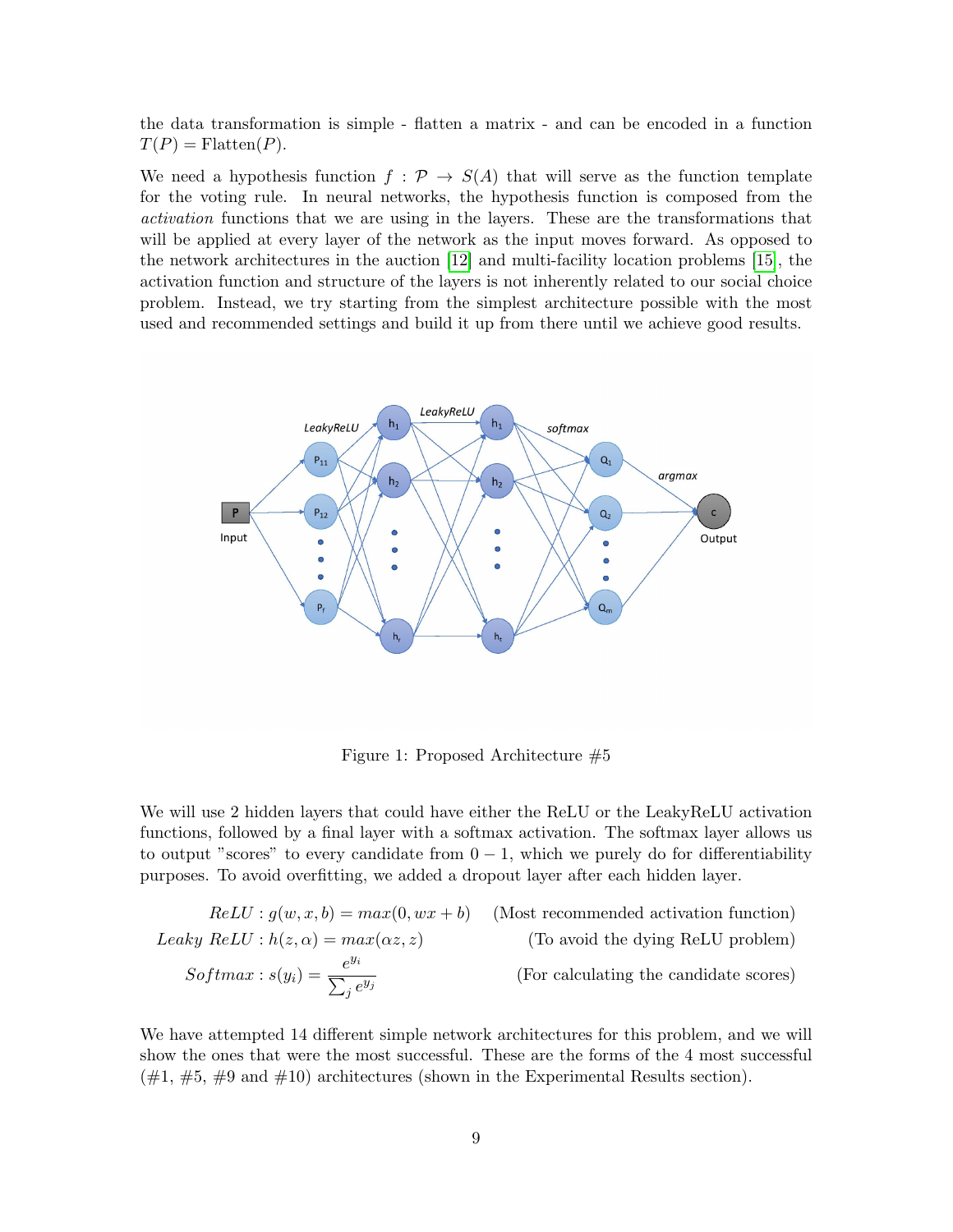the data transformation is simple - flatten a matrix - and can be encoded in a function $T(P) = \text{Flatten}(P)$.

We need a hypothesis function $f : \mathcal{P} \rightarrow S(A)$ that will serve as the function template for the voting rule. In neural networks, the hypothesis function is composed from the *activation* functions that we are using in the layers. These are the transformations that will be applied at every layer of the network as the input moves forward. As opposed to the network architectures in the auction [12] and multi-facility location problems [15], the activation function and structure of the layers is not inherently related to our social choice problem. Instead, we try starting from the simplest architecture possible with the most used and recommended settings and build it up from there until we achieve good results.

Figure 1: Proposed Architecture #5

We will use 2 hidden layers that could have either the ReLU or the LeakyReLU activation functions, followed by a final layer with a softmax activation. The softmax layer allows us to output "scores" to every candidate from $0-1$, which we purely do for differentiability purposes. To avoid overfitting, we added a dropout layer after each hidden layer.

$$ReLU : g(w, x, b) = max(0, wx + b) \quad \text{(Most recommended activation function)}$$

$$Leaky\ ReLU : h(z, \alpha) = max(\alpha z, z) \quad \text{(To avoid the dying ReLU problem)}$$

$$Softmax : s(y_i) = \frac{e^{y_i}}{\sum_j e^{y_j}} \quad \text{(For calculating the candidate scores)}$$

We have attempted 14 different simple network architectures for this problem, and we will show the ones that were the most successful. These are the forms of the 4 most successful (#1, #5, #9 and #10) architectures (shown in the Experimental Results section).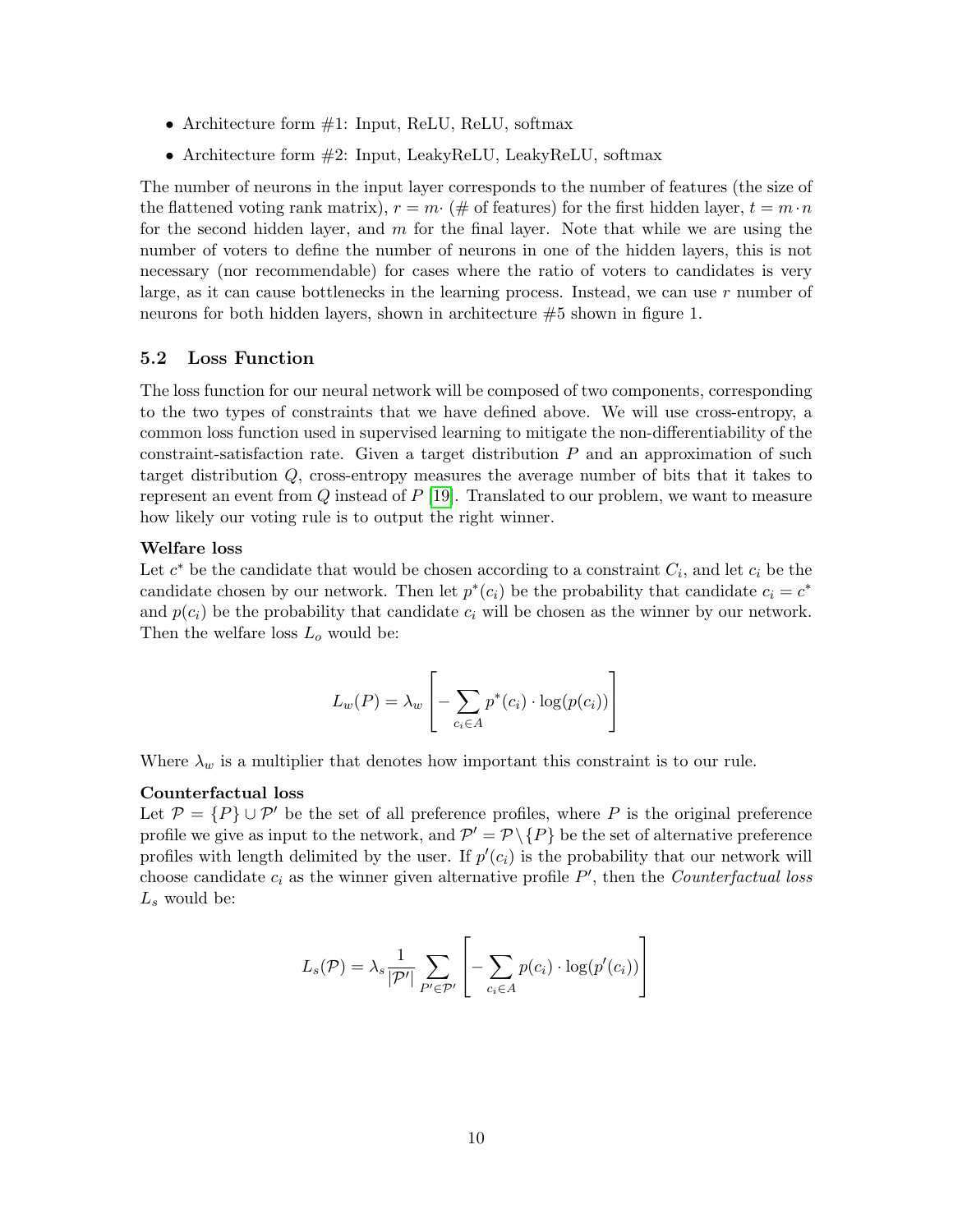- Architecture form #1: Input, ReLU, ReLU, softmax
- Architecture form #2: Input, LeakyReLU, LeakyReLU, softmax

The number of neurons in the input layer corresponds to the number of features (the size of the flattened voting rank matrix), $r = m\cdot$ (# of features) for the first hidden layer, $t = m \cdot n$ for the second hidden layer, and $m$ for the final layer. Note that while we are using the number of voters to define the number of neurons in one of the hidden layers, this is not necessary (nor recommendable) for cases where the ratio of voters to candidates is very large, as it can cause bottlenecks in the learning process. Instead, we can use $r$ number of neurons for both hidden layers, shown in architecture #5 shown in figure 1.

### 5.2 Loss Function

The loss function for our neural network will be composed of two components, corresponding to the two types of constraints that we have defined above. We will use cross-entropy, a common loss function used in supervised learning to mitigate the non-differentiability of the constraint-satisfaction rate. Given a target distribution $P$ and an approximation of such target distribution $Q$, cross-entropy measures the average number of bits that it takes to represent an event from $Q$ instead of $P$ [19]. Translated to our problem, we want to measure how likely our voting rule is to output the right winner.

**Welfare loss**

Let $c^*$ be the candidate that would be chosen according to a constraint $C_i$, and let $c_i$ be the candidate chosen by our network. Then let $p^*(c_i)$ be the probability that candidate $c_i = c^*$ and $p(c_i)$ be the probability that candidate $c_i$ will be chosen as the winner by our network. Then the welfare loss $L_o$ would be:

$$L_w(P) = \lambda_w \left[ -\sum_{c_i \in A} p^*(c_i) \cdot \log(p(c_i)) \right]$$

Where $\lambda_w$ is a multiplier that denotes how important this constraint is to our rule.

**Counterfactual loss**

Let $\mathcal{P} = \{P\} \cup \mathcal{P}'$ be the set of all preference profiles, where $P$ is the original preference profile we give as input to the network, and $\mathcal{P}' = \mathcal{P} \setminus \{P\}$ be the set of alternative preference profiles with length delimited by the user. If $p'(c_i)$ is the probability that our network will choose candidate $c_i$ as the winner given alternative profile $P'$, then the *Counterfactual loss* $L_s$ would be:

$$L_s(\mathcal{P}) = \lambda_s \frac{1}{|\mathcal{P}'|} \sum_{P' \in \mathcal{P}'} \left[ -\sum_{c_i \in A} p(c_i) \cdot \log(p'(c_i)) \right]$$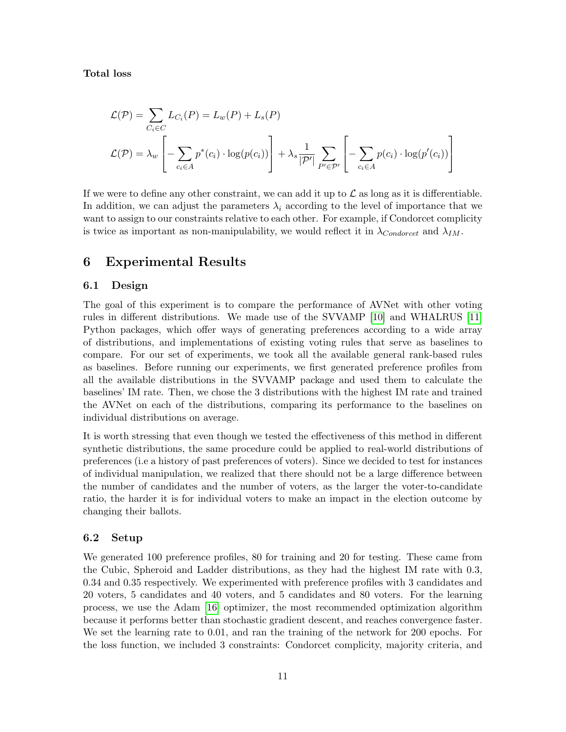**Total loss**

$$\mathcal{L}(\mathcal{P}) = \sum_{C_i \in C} L_{C_i}(P) = L_w(P) + L_s(P)$$

$$\mathcal{L}(\mathcal{P}) = \lambda_w \left[ -\sum_{c_i \in A} p^*(c_i) \cdot \log(p(c_i)) \right] + \lambda_s \frac{1}{|\mathcal{P}'|} \sum_{P' \in \mathcal{P}'} \left[ -\sum_{c_i \in A} p(c_i) \cdot \log(p'(c_i)) \right]$$

If we were to define any other constraint, we can add it up to $\mathcal{L}$ as long as it is differentiable. In addition, we can adjust the parameters $\lambda_i$ according to the level of importance that we want to assign to our constraints relative to each other. For example, if Condorcet complicity is twice as important as non-manipulability, we would reflect it in $\lambda_{Condorcet}$ and $\lambda_{IM}$.

# 6 Experimental Results

## 6.1 Design

The goal of this experiment is to compare the performance of AVNet with other voting rules in different distributions. We made use of the SVVAMP [10] and WHALRUS [11] Python packages, which offer ways of generating preferences according to a wide array of distributions, and implementations of existing voting rules that serve as baselines to compare. For our set of experiments, we took all the available general rank-based rules as baselines. Before running our experiments, we first generated preference profiles from all the available distributions in the SVVAMP package and used them to calculate the baselines' IM rate. Then, we chose the 3 distributions with the highest IM rate and trained the AVNet on each of the distributions, comparing its performance to the baselines on individual distributions on average.

It is worth stressing that even though we tested the effectiveness of this method in different synthetic distributions, the same procedure could be applied to real-world distributions of preferences (i.e a history of past preferences of voters). Since we decided to test for instances of individual manipulation, we realized that there should not be a large difference between the number of candidates and the number of voters, as the larger the voter-to-candidate ratio, the harder it is for individual voters to make an impact in the election outcome by changing their ballots.

## 6.2 Setup

We generated 100 preference profiles, 80 for training and 20 for testing. These came from the Cubic, Spheroid and Ladder distributions, as they had the highest IM rate with 0.3, 0.34 and 0.35 respectively. We experimented with preference profiles with 3 candidates and 20 voters, 5 candidates and 40 voters, and 5 candidates and 80 voters. For the learning process, we use the Adam [16] optimizer, the most recommended optimization algorithm because it performs better than stochastic gradient descent, and reaches convergence faster. We set the learning rate to 0.01, and ran the training of the network for 200 epochs. For the loss function, we included 3 constraints: Condorcet complicity, majority criteria, and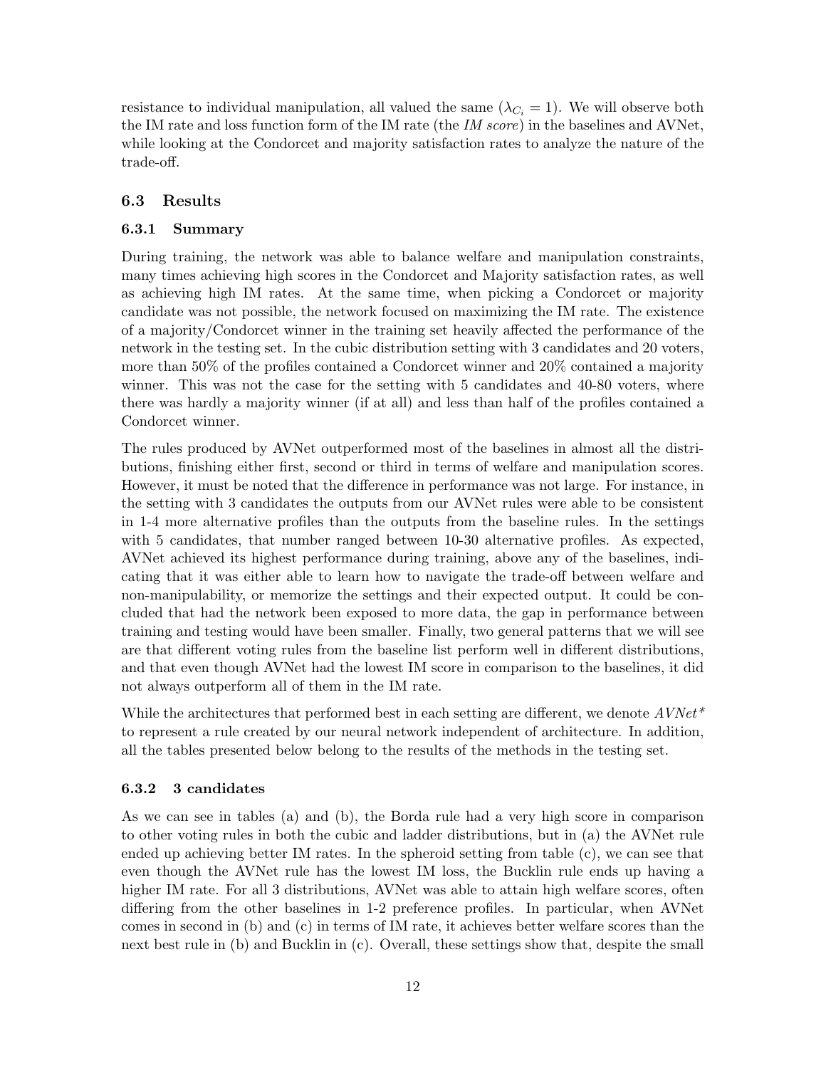resistance to individual manipulation, all valued the same ($\lambda_{C_i} = 1$). We will observe both the IM rate and loss function form of the IM rate (the *IM score*) in the baselines and AVNet, while looking at the Condorcet and majority satisfaction rates to analyze the nature of the trade-off.

### 6.3 Results

#### 6.3.1 Summary

During training, the network was able to balance welfare and manipulation constraints, many times achieving high scores in the Condorcet and Majority satisfaction rates, as well as achieving high IM rates. At the same time, when picking a Condorcet or majority candidate was not possible, the network focused on maximizing the IM rate. The existence of a majority/Condorcet winner in the training set heavily affected the performance of the network in the testing set. In the cubic distribution setting with 3 candidates and 20 voters, more than 50% of the profiles contained a Condorcet winner and 20% contained a majority winner. This was not the case for the setting with 5 candidates and 40-80 voters, where there was hardly a majority winner (if at all) and less than half of the profiles contained a Condorcet winner.

The rules produced by AVNet outperformed most of the baselines in almost all the distributions, finishing either first, second or third in terms of welfare and manipulation scores. However, it must be noted that the difference in performance was not large. For instance, in the setting with 3 candidates the outputs from our AVNet rules were able to be consistent in 1-4 more alternative profiles than the outputs from the baseline rules. In the settings with 5 candidates, that number ranged between 10-30 alternative profiles. As expected, AVNet achieved its highest performance during training, above any of the baselines, indicating that it was either able to learn how to navigate the trade-off between welfare and non-manipulability, or memorize the settings and their expected output. It could be concluded that had the network been exposed to more data, the gap in performance between training and testing would have been smaller. Finally, two general patterns that we will see are that different voting rules from the baseline list perform well in different distributions, and that even though AVNet had the lowest IM score in comparison to the baselines, it did not always outperform all of them in the IM rate.

While the architectures that performed best in each setting are different, we denote *AVNet\** to represent a rule created by our neural network independent of architecture. In addition, all the tables presented below belong to the results of the methods in the testing set.

#### 6.3.2 3 candidates

As we can see in tables (a) and (b), the Borda rule had a very high score in comparison to other voting rules in both the cubic and ladder distributions, but in (a) the AVNet rule ended up achieving better IM rates. In the spheroid setting from table (c), we can see that even though the AVNet rule has the lowest IM loss, the Bucklin rule ends up having a higher IM rate. For all 3 distributions, AVNet was able to attain high welfare scores, often differing from the other baselines in 1-2 preference profiles. In particular, when AVNet comes in second in (b) and (c) in terms of IM rate, it achieves better welfare scores than the next best rule in (b) and Bucklin in (c). Overall, these settings show that, despite the small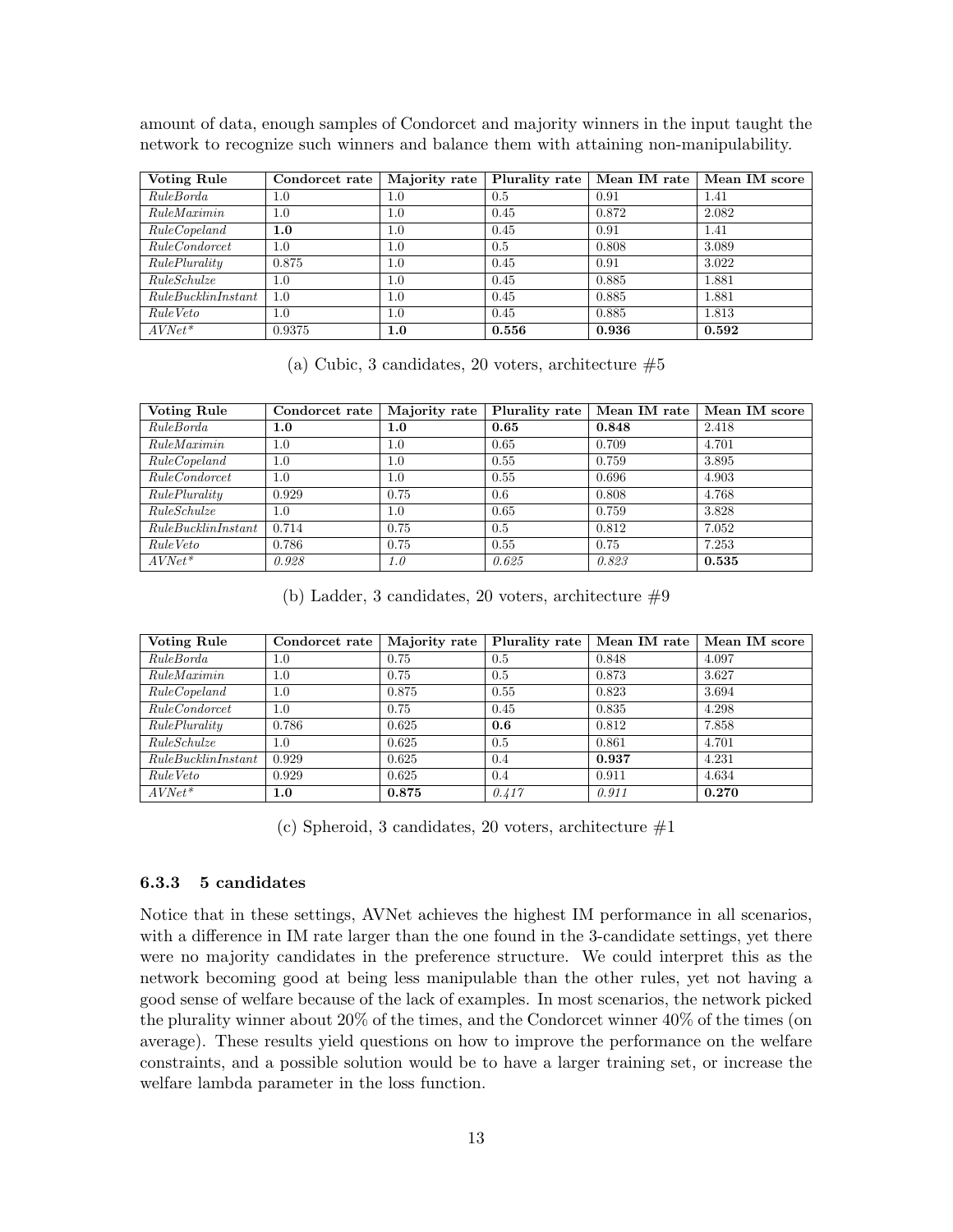amount of data, enough samples of Condorcet and majority winners in the input taught the network to recognize such winners and balance them with attaining non-manipulability.

| Voting Rule | Condorcet rate | Majority rate | Plurality rate | Mean IM rate | Mean IM score |
|---|---|---|---|---|---|
| *RuleBorda* | 1.0 | 1.0 | 0.5 | 0.91 | 1.41 |
| *RuleMaximin* | 1.0 | 1.0 | 0.45 | 0.872 | 2.082 |
| *RuleCopeland* | **1.0** | 1.0 | 0.45 | 0.91 | 1.41 |
| *RuleCondorcet* | 1.0 | 1.0 | 0.5 | 0.808 | 3.089 |
| *RulePlurality* | 0.875 | 1.0 | 0.45 | 0.91 | 3.022 |
| *RuleSchulze* | 1.0 | 1.0 | 0.45 | 0.885 | 1.881 |
| *RuleBucklinInstant* | 1.0 | 1.0 | 0.45 | 0.885 | 1.881 |
| *RuleVeto* | 1.0 | 1.0 | 0.45 | 0.885 | 1.813 |
| *AVNet\** | 0.9375 | **1.0** | **0.556** | **0.936** | **0.592** |

(a) Cubic, 3 candidates, 20 voters, architecture #5

| Voting Rule | Condorcet rate | Majority rate | Plurality rate | Mean IM rate | Mean IM score |
|---|---|---|---|---|---|
| *RuleBorda* | **1.0** | **1.0** | **0.65** | **0.848** | 2.418 |
| *RuleMaximin* | 1.0 | 1.0 | 0.65 | 0.709 | 4.701 |
| *RuleCopeland* | 1.0 | 1.0 | 0.55 | 0.759 | 3.895 |
| *RuleCondorcet* | 1.0 | 1.0 | 0.55 | 0.696 | 4.903 |
| *RulePlurality* | 0.929 | 0.75 | 0.6 | 0.808 | 4.768 |
| *RuleSchulze* | 1.0 | 1.0 | 0.65 | 0.759 | 3.828 |
| *RuleBucklinInstant* | 0.714 | 0.75 | 0.5 | 0.812 | 7.052 |
| *RuleVeto* | 0.786 | 0.75 | 0.55 | 0.75 | 7.253 |
| *AVNet\** | *0.928* | *1.0* | *0.625* | *0.823* | **0.535** |

(b) Ladder, 3 candidates, 20 voters, architecture #9

| Voting Rule | Condorcet rate | Majority rate | Plurality rate | Mean IM rate | Mean IM score |
|---|---|---|---|---|---|
| *RuleBorda* | 1.0 | 0.75 | 0.5 | 0.848 | 4.097 |
| *RuleMaximin* | 1.0 | 0.75 | 0.5 | 0.873 | 3.627 |
| *RuleCopeland* | 1.0 | 0.875 | 0.55 | 0.823 | 3.694 |
| *RuleCondorcet* | 1.0 | 0.75 | 0.45 | 0.835 | 4.298 |
| *RulePlurality* | 0.786 | 0.625 | **0.6** | 0.812 | 7.858 |
| *RuleSchulze* | 1.0 | 0.625 | 0.5 | 0.861 | 4.701 |
| *RuleBucklinInstant* | 0.929 | 0.625 | 0.4 | **0.937** | 4.231 |
| *RuleVeto* | 0.929 | 0.625 | 0.4 | 0.911 | 4.634 |
| *AVNet\** | **1.0** | **0.875** | *0.417* | *0.911* | **0.270** |

(c) Spheroid, 3 candidates, 20 voters, architecture #1

#### 6.3.3 5 candidates

Notice that in these settings, AVNet achieves the highest IM performance in all scenarios, with a difference in IM rate larger than the one found in the 3-candidate settings, yet there were no majority candidates in the preference structure. We could interpret this as the network becoming good at being less manipulable than the other rules, yet not having a good sense of welfare because of the lack of examples. In most scenarios, the network picked the plurality winner about 20% of the times, and the Condorcet winner 40% of the times (on average). These results yield questions on how to improve the performance on the welfare constraints, and a possible solution would be to have a larger training set, or increase the welfare lambda parameter in the loss function.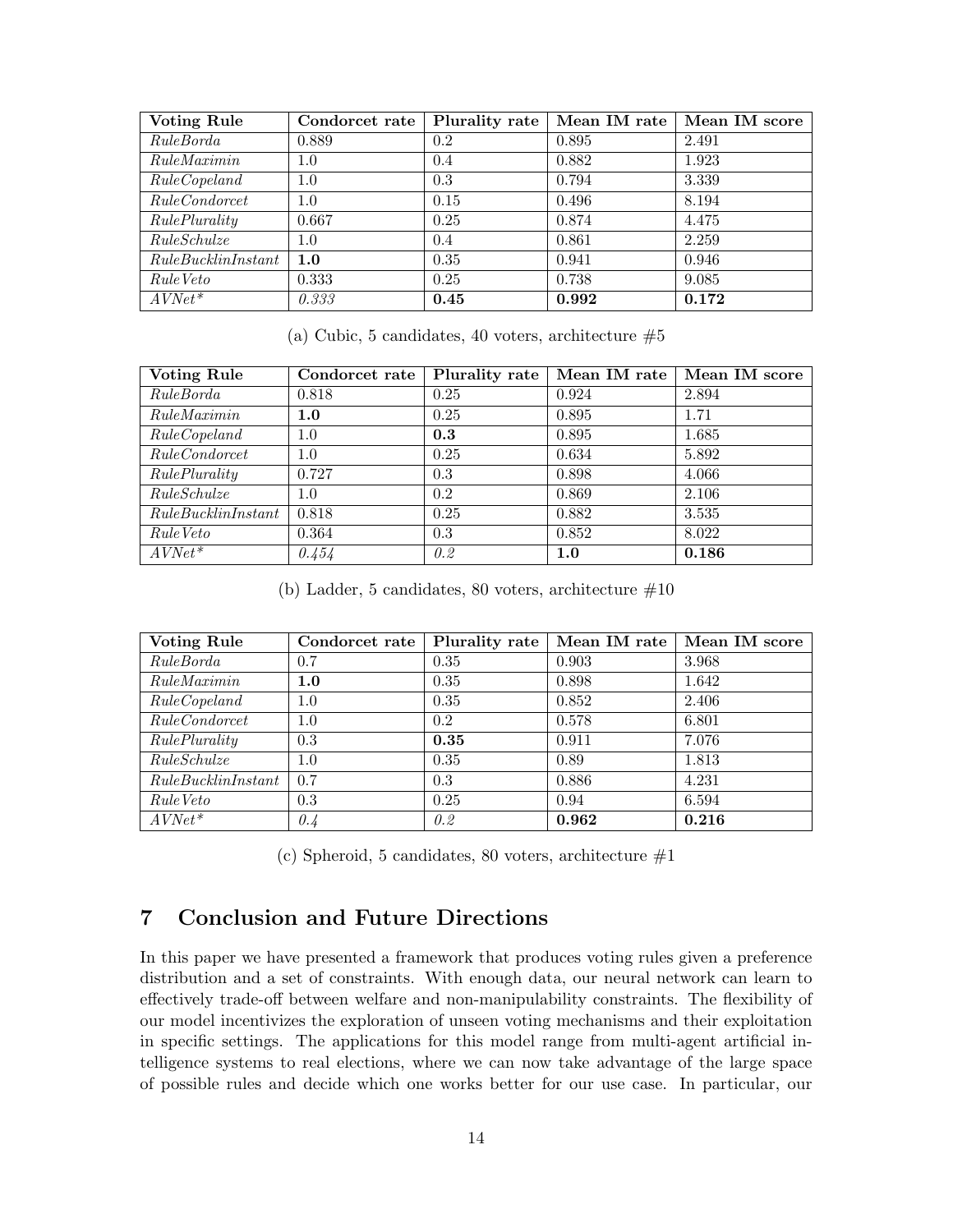| **Voting Rule** | **Condorcet rate** | **Plurality rate** | **Mean IM rate** | **Mean IM score** |
|---|---|---|---|---|
| *RuleBorda* | 0.889 | 0.2 | 0.895 | 2.491 |
| *RuleMaximin* | 1.0 | 0.4 | 0.882 | 1.923 |
| *RuleCopeland* | 1.0 | 0.3 | 0.794 | 3.339 |
| *RuleCondorcet* | 1.0 | 0.15 | 0.496 | 8.194 |
| *RulePlurality* | 0.667 | 0.25 | 0.874 | 4.475 |
| *RuleSchulze* | 1.0 | 0.4 | 0.861 | 2.259 |
| *RuleBucklinInstant* | **1.0** | 0.35 | 0.941 | 0.946 |
| *RuleVeto* | 0.333 | 0.25 | 0.738 | 9.085 |
| *AVNet** | *0.333* | **0.45** | **0.992** | **0.172** |

(a) Cubic, 5 candidates, 40 voters, architecture #5

| **Voting Rule** | **Condorcet rate** | **Plurality rate** | **Mean IM rate** | **Mean IM score** |
|---|---|---|---|---|
| *RuleBorda* | 0.818 | 0.25 | 0.924 | 2.894 |
| *RuleMaximin* | **1.0** | 0.25 | 0.895 | 1.71 |
| *RuleCopeland* | 1.0 | **0.3** | 0.895 | 1.685 |
| *RuleCondorcet* | 1.0 | 0.25 | 0.634 | 5.892 |
| *RulePlurality* | 0.727 | 0.3 | 0.898 | 4.066 |
| *RuleSchulze* | 1.0 | 0.2 | 0.869 | 2.106 |
| *RuleBucklinInstant* | 0.818 | 0.25 | 0.882 | 3.535 |
| *RuleVeto* | 0.364 | 0.3 | 0.852 | 8.022 |
| *AVNet** | *0.454* | *0.2* | **1.0** | **0.186** |

(b) Ladder, 5 candidates, 80 voters, architecture #10

| **Voting Rule** | **Condorcet rate** | **Plurality rate** | **Mean IM rate** | **Mean IM score** |
|---|---|---|---|---|
| *RuleBorda* | 0.7 | 0.35 | 0.903 | 3.968 |
| *RuleMaximin* | **1.0** | 0.35 | 0.898 | 1.642 |
| *RuleCopeland* | 1.0 | 0.35 | 0.852 | 2.406 |
| *RuleCondorcet* | 1.0 | 0.2 | 0.578 | 6.801 |
| *RulePlurality* | 0.3 | **0.35** | 0.911 | 7.076 |
| *RuleSchulze* | 1.0 | 0.35 | 0.89 | 1.813 |
| *RuleBucklinInstant* | 0.7 | 0.3 | 0.886 | 4.231 |
| *RuleVeto* | 0.3 | 0.25 | 0.94 | 6.594 |
| *AVNet** | *0.4* | *0.2* | **0.962** | **0.216** |

(c) Spheroid, 5 candidates, 80 voters, architecture #1

## 7 Conclusion and Future Directions

In this paper we have presented a framework that produces voting rules given a preference distribution and a set of constraints. With enough data, our neural network can learn to effectively trade-off between welfare and non-manipulability constraints. The flexibility of our model incentivizes the exploration of unseen voting mechanisms and their exploitation in specific settings. The applications for this model range from multi-agent artificial intelligence systems to real elections, where we can now take advantage of the large space of possible rules and decide which one works better for our use case. In particular, our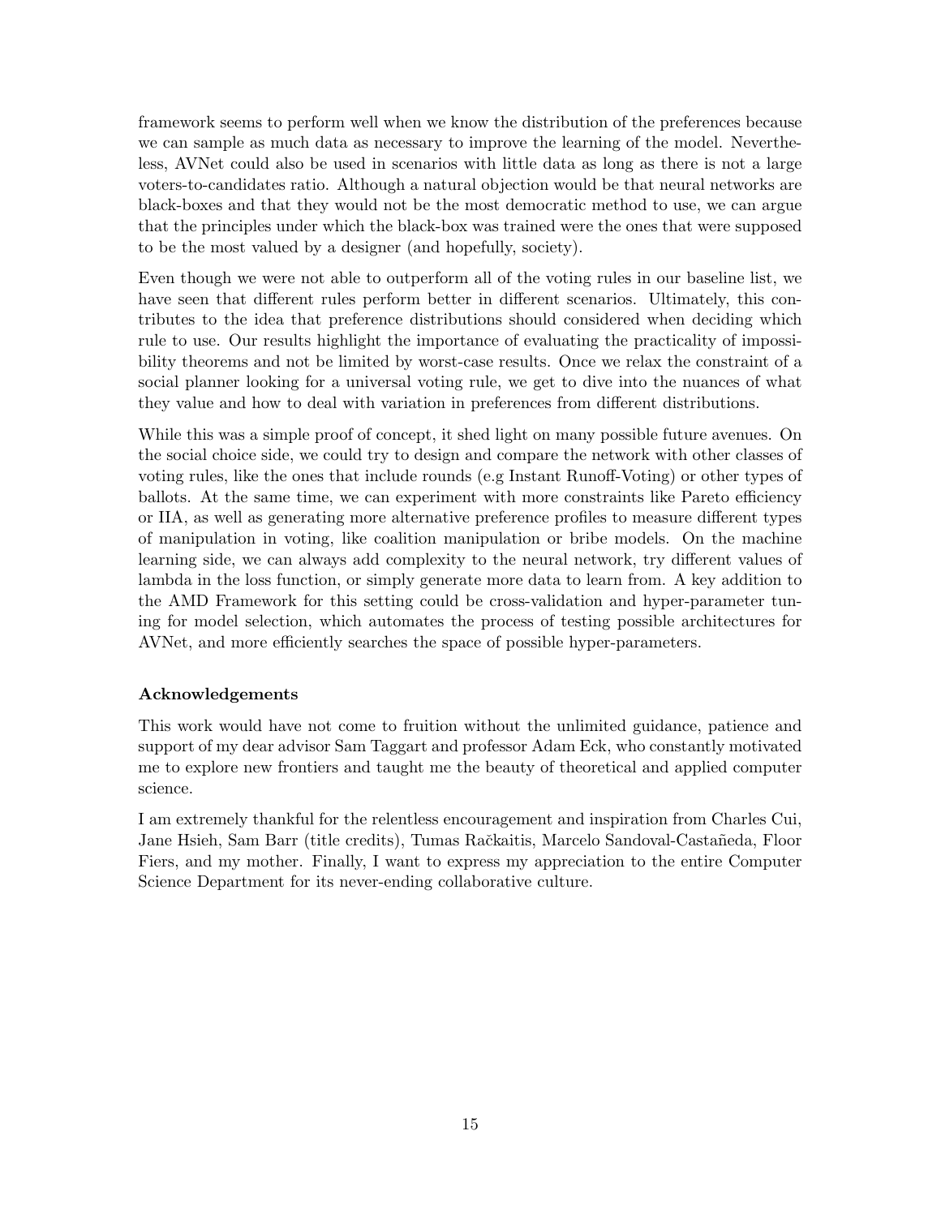framework seems to perform well when we know the distribution of the preferences because we can sample as much data as necessary to improve the learning of the model. Nevertheless, AVNet could also be used in scenarios with little data as long as there is not a large voters-to-candidates ratio. Although a natural objection would be that neural networks are black-boxes and that they would not be the most democratic method to use, we can argue that the principles under which the black-box was trained were the ones that were supposed to be the most valued by a designer (and hopefully, society).

Even though we were not able to outperform all of the voting rules in our baseline list, we have seen that different rules perform better in different scenarios. Ultimately, this contributes to the idea that preference distributions should considered when deciding which rule to use. Our results highlight the importance of evaluating the practicality of impossibility theorems and not be limited by worst-case results. Once we relax the constraint of a social planner looking for a universal voting rule, we get to dive into the nuances of what they value and how to deal with variation in preferences from different distributions.

While this was a simple proof of concept, it shed light on many possible future avenues. On the social choice side, we could try to design and compare the network with other classes of voting rules, like the ones that include rounds (e.g Instant Runoff-Voting) or other types of ballots. At the same time, we can experiment with more constraints like Pareto efficiency or IIA, as well as generating more alternative preference profiles to measure different types of manipulation in voting, like coalition manipulation or bribe models. On the machine learning side, we can always add complexity to the neural network, try different values of lambda in the loss function, or simply generate more data to learn from. A key addition to the AMD Framework for this setting could be cross-validation and hyper-parameter tuning for model selection, which automates the process of testing possible architectures for AVNet, and more efficiently searches the space of possible hyper-parameters.

**Acknowledgements**

This work would have not come to fruition without the unlimited guidance, patience and support of my dear advisor Sam Taggart and professor Adam Eck, who constantly motivated me to explore new frontiers and taught me the beauty of theoretical and applied computer science.

I am extremely thankful for the relentless encouragement and inspiration from Charles Cui, Jane Hsieh, Sam Barr (title credits), Tumas Račkaitis, Marcelo Sandoval-Castañeda, Floor Fiers, and my mother. Finally, I want to express my appreciation to the entire Computer Science Department for its never-ending collaborative culture.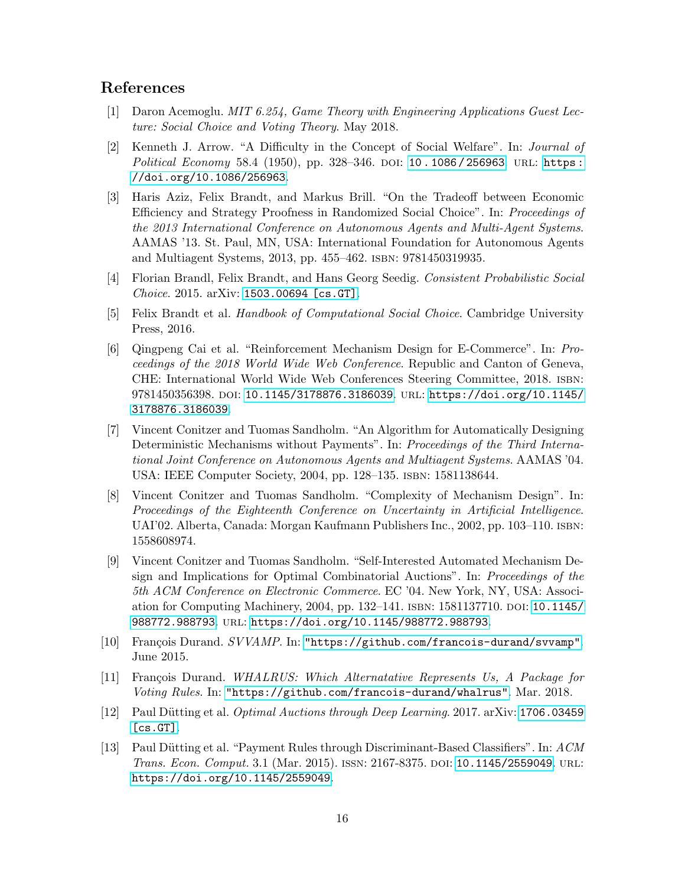## References

[1] Daron Acemoglu. *MIT 6.254, Game Theory with Engineering Applications Guest Lecture: Social Choice and Voting Theory*. May 2018.

[2] Kenneth J. Arrow. "A Difficulty in the Concept of Social Welfare". In: *Journal of Political Economy* 58.4 (1950), pp. 328–346. DOI: 10.1086/256963. URL: https://doi.org/10.1086/256963.

[3] Haris Aziz, Felix Brandt, and Markus Brill. "On the Tradeoff between Economic Efficiency and Strategy Proofness in Randomized Social Choice". In: *Proceedings of the 2013 International Conference on Autonomous Agents and Multi-Agent Systems*. AAMAS '13. St. Paul, MN, USA: International Foundation for Autonomous Agents and Multiagent Systems, 2013, pp. 455–462. ISBN: 9781450319935.

[4] Florian Brandl, Felix Brandt, and Hans Georg Seedig. *Consistent Probabilistic Social Choice*. 2015. arXiv: 1503.00694 [cs.GT].

[5] Felix Brandt et al. *Handbook of Computational Social Choice*. Cambridge University Press, 2016.

[6] Qingpeng Cai et al. "Reinforcement Mechanism Design for E-Commerce". In: *Proceedings of the 2018 World Wide Web Conference*. Republic and Canton of Geneva, CHE: International World Wide Web Conferences Steering Committee, 2018. ISBN: 9781450356398. DOI: 10.1145/3178876.3186039. URL: https://doi.org/10.1145/3178876.3186039.

[7] Vincent Conitzer and Tuomas Sandholm. "An Algorithm for Automatically Designing Deterministic Mechanisms without Payments". In: *Proceedings of the Third International Joint Conference on Autonomous Agents and Multiagent Systems*. AAMAS '04. USA: IEEE Computer Society, 2004, pp. 128–135. ISBN: 1581138644.

[8] Vincent Conitzer and Tuomas Sandholm. "Complexity of Mechanism Design". In: *Proceedings of the Eighteenth Conference on Uncertainty in Artificial Intelligence*. UAI'02. Alberta, Canada: Morgan Kaufmann Publishers Inc., 2002, pp. 103–110. ISBN: 1558608974.

[9] Vincent Conitzer and Tuomas Sandholm. "Self-Interested Automated Mechanism Design and Implications for Optimal Combinatorial Auctions". In: *Proceedings of the 5th ACM Conference on Electronic Commerce*. EC '04. New York, NY, USA: Association for Computing Machinery, 2004, pp. 132–141. ISBN: 1581137710. DOI: 10.1145/988772.988793. URL: https://doi.org/10.1145/988772.988793.

[10] François Durand. *SVVAMP*. In: "https://github.com/francois-durand/svvamp". June 2015.

[11] François Durand. *WHALRUS: Which Alternatative Represents Us, A Package for Voting Rules*. In: "https://github.com/francois-durand/whalrus". Mar. 2018.

[12] Paul Dütting et al. *Optimal Auctions through Deep Learning*. 2017. arXiv: 1706.03459 [cs.GT].

[13] Paul Dütting et al. "Payment Rules through Discriminant-Based Classifiers". In: *ACM Trans. Econ. Comput.* 3.1 (Mar. 2015). ISSN: 2167-8375. DOI: 10.1145/2559049. URL: https://doi.org/10.1145/2559049.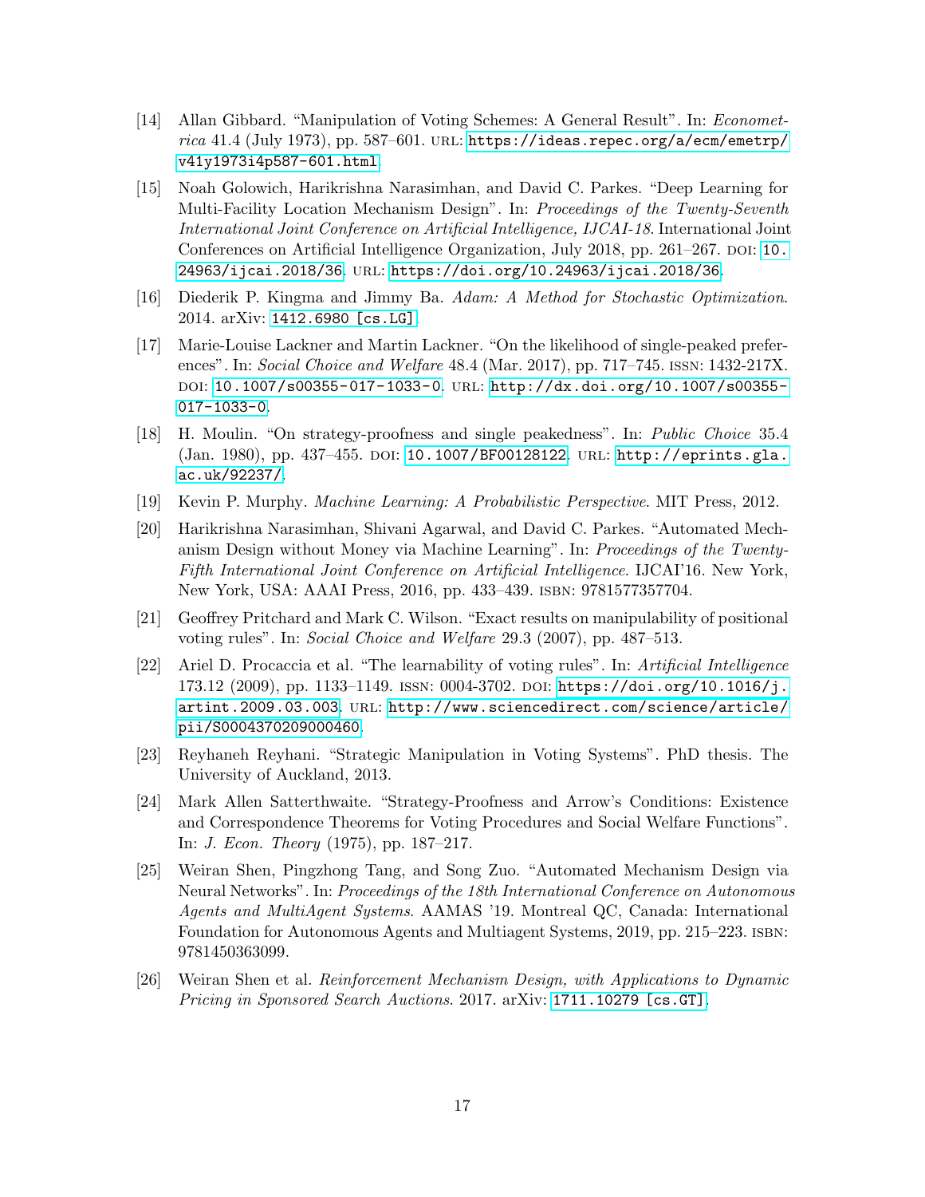- [14] Allan Gibbard. "Manipulation of Voting Schemes: A General Result". In: *Econometrica* 41.4 (July 1973), pp. 587–601. URL: https://ideas.repec.org/a/ecm/emetrp/v41y1973i4p587-601.html.
- [15] Noah Golowich, Harikrishna Narasimhan, and David C. Parkes. "Deep Learning for Multi-Facility Location Mechanism Design". In: *Proceedings of the Twenty-Seventh International Joint Conference on Artificial Intelligence, IJCAI-18*. International Joint Conferences on Artificial Intelligence Organization, July 2018, pp. 261–267. DOI: 10.24963/ijcai.2018/36. URL: https://doi.org/10.24963/ijcai.2018/36.
- [16] Diederik P. Kingma and Jimmy Ba. *Adam: A Method for Stochastic Optimization*. 2014. arXiv: 1412.6980 [cs.LG].
- [17] Marie-Louise Lackner and Martin Lackner. "On the likelihood of single-peaked preferences". In: *Social Choice and Welfare* 48.4 (Mar. 2017), pp. 717–745. ISSN: 1432-217X. DOI: 10.1007/s00355-017-1033-0. URL: http://dx.doi.org/10.1007/s00355-017-1033-0.
- [18] H. Moulin. "On strategy-proofness and single peakedness". In: *Public Choice* 35.4 (Jan. 1980), pp. 437–455. DOI: 10.1007/BF00128122. URL: http://eprints.gla.ac.uk/92237/.
- [19] Kevin P. Murphy. *Machine Learning: A Probabilistic Perspective*. MIT Press, 2012.
- [20] Harikrishna Narasimhan, Shivani Agarwal, and David C. Parkes. "Automated Mechanism Design without Money via Machine Learning". In: *Proceedings of the Twenty-Fifth International Joint Conference on Artificial Intelligence*. IJCAI'16. New York, New York, USA: AAAI Press, 2016, pp. 433–439. ISBN: 9781577357704.
- [21] Geoffrey Pritchard and Mark C. Wilson. "Exact results on manipulability of positional voting rules". In: *Social Choice and Welfare* 29.3 (2007), pp. 487–513.
- [22] Ariel D. Procaccia et al. "The learnability of voting rules". In: *Artificial Intelligence* 173.12 (2009), pp. 1133–1149. ISSN: 0004-3702. DOI: https://doi.org/10.1016/j.artint.2009.03.003. URL: http://www.sciencedirect.com/science/article/pii/S0004370209000460.
- [23] Reyhaneh Reyhani. "Strategic Manipulation in Voting Systems". PhD thesis. The University of Auckland, 2013.
- [24] Mark Allen Satterthwaite. "Strategy-Proofness and Arrow's Conditions: Existence and Correspondence Theorems for Voting Procedures and Social Welfare Functions". In: *J. Econ. Theory* (1975), pp. 187–217.
- [25] Weiran Shen, Pingzhong Tang, and Song Zuo. "Automated Mechanism Design via Neural Networks". In: *Proceedings of the 18th International Conference on Autonomous Agents and MultiAgent Systems*. AAMAS '19. Montreal QC, Canada: International Foundation for Autonomous Agents and Multiagent Systems, 2019, pp. 215–223. ISBN: 9781450363099.
- [26] Weiran Shen et al. *Reinforcement Mechanism Design, with Applications to Dynamic Pricing in Sponsored Search Auctions*. 2017. arXiv: 1711.10279 [cs.GT].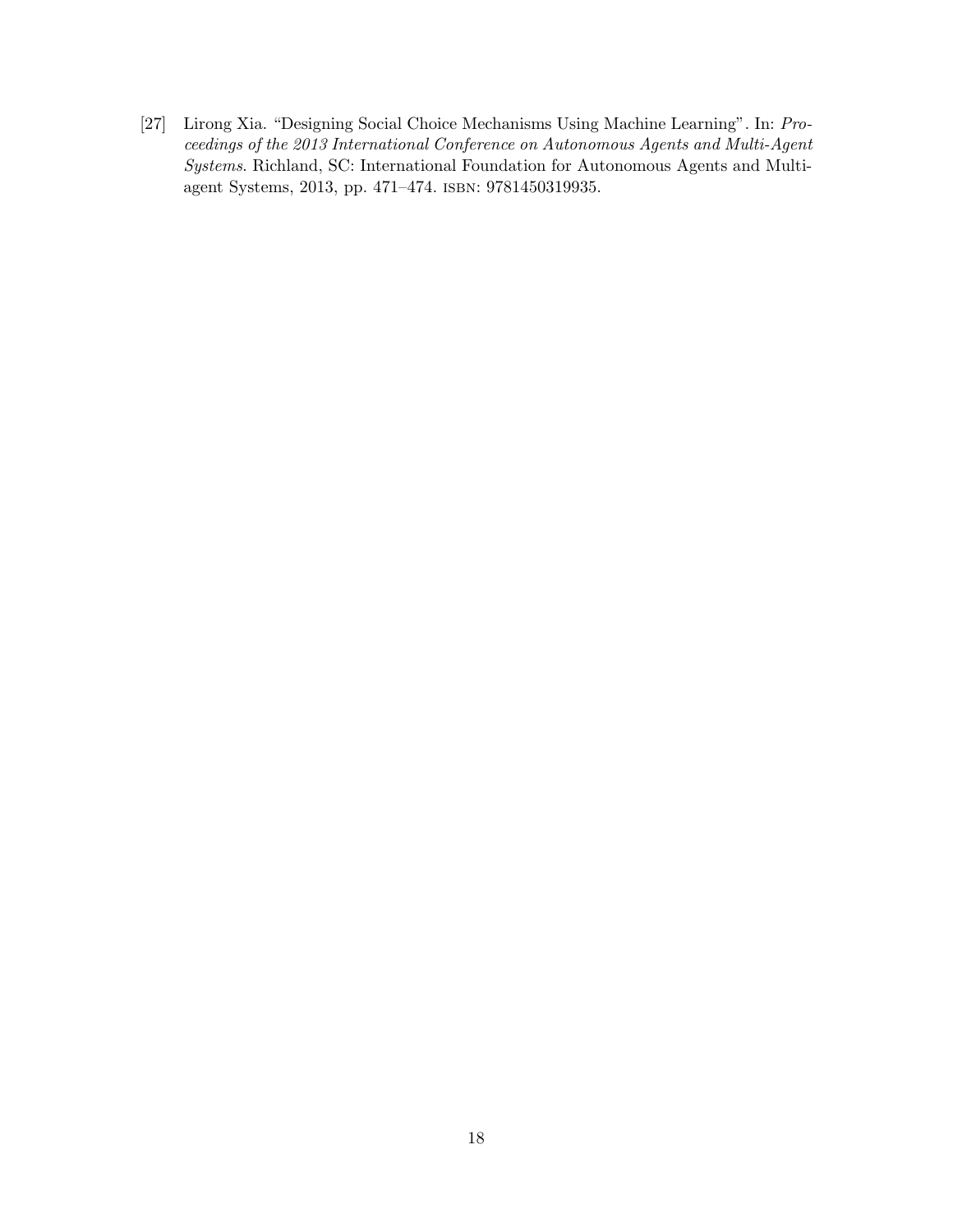[27] Lirong Xia. "Designing Social Choice Mechanisms Using Machine Learning". In: *Proceedings of the 2013 International Conference on Autonomous Agents and Multi-Agent Systems*. Richland, SC: International Foundation for Autonomous Agents and Multiagent Systems, 2013, pp. 471–474. ISBN: 9781450319935.